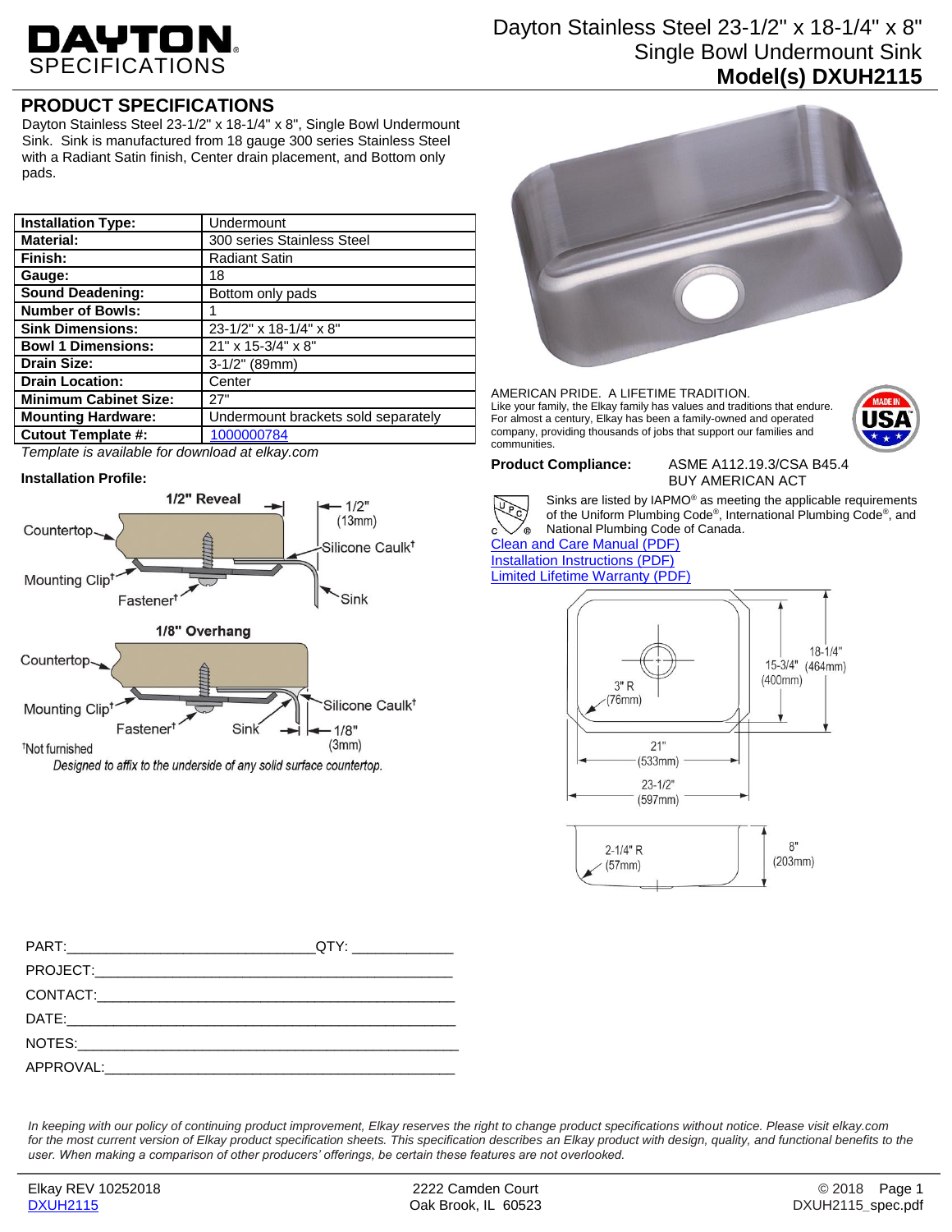# DAYTON SPECIFICATIONS

# Dayton Stainless Steel 23-1/2" x 18-1/4" x 8" Single Bowl Undermount Sink
**Model(s) DXUH2115**

## PRODUCT SPECIFICATIONS

Dayton Stainless Steel 23-1/2" x 18-1/4" x 8", Single Bowl Undermount Sink. Sink is manufactured from 18 gauge 300 series Stainless Steel with a Radiant Satin finish, Center drain placement, and Bottom only pads.

| | |
|---|---|
| **Installation Type:** | Undermount |
| **Material:** | 300 series Stainless Steel |
| **Finish:** | Radiant Satin |
| **Gauge:** | 18 |
| **Sound Deadening:** | Bottom only pads |
| **Number of Bowls:** | 1 |
| **Sink Dimensions:** | 23-1/2" x 18-1/4" x 8" |
| **Bowl 1 Dimensions:** | 21" x 15-3/4" x 8" |
| **Drain Size:** | 3-1/2" (89mm) |
| **Drain Location:** | Center |
| **Minimum Cabinet Size:** | 27" |
| **Mounting Hardware:** | Undermount brackets sold separately |
| **Cutout Template #:** | 1000000784 |

*Template is available for download at elkay.com*

**Installation Profile:**

1/2" Reveal — Countertop, Mounting Clip†, Fastener†, 1/2" (13mm), Silicone Caulk†, Sink

1/8" Overhang — Countertop, Mounting Clip†, Fastener†, Sink, Silicone Caulk†, 1/8" (3mm)

†Not furnished

*Designed to affix to the underside of any solid surface countertop.*

AMERICAN PRIDE. A LIFETIME TRADITION.
Like your family, the Elkay family has values and traditions that endure. For almost a century, Elkay has been a family-owned and operated company, providing thousands of jobs that support our families and communities.

MADE IN USA

**Product Compliance:** ASME A112.19.3/CSA B45.4
BUY AMERICAN ACT

Sinks are listed by IAPMO® as meeting the applicable requirements of the Uniform Plumbing Code®, International Plumbing Code®, and National Plumbing Code of Canada.

Clean and Care Manual (PDF)
Installation Instructions (PDF)
Limited Lifetime Warranty (PDF)

Dimensions: 3" R (76mm); 21" (533mm); 23-1/2" (597mm); 15-3/4" (400mm); 18-1/4" (464mm); 2-1/4" R (57mm); 8" (203mm)

PART:_______________________________ QTY: ____________

PROJECT:___________________________________________

CONTACT:___________________________________________

DATE:______________________________________________

NOTES:_____________________________________________

APPROVAL:__________________________________________

*In keeping with our policy of continuing product improvement, Elkay reserves the right to change product specifications without notice. Please visit elkay.com for the most current version of Elkay product specification sheets. This specification describes an Elkay product with design, quality, and functional benefits to the user. When making a comparison of other producers' offerings, be certain these features are not overlooked.*

Elkay REV 10252018
DXUH2115

2222 Camden Court
Oak Brook, IL 60523

© 2018
DXUH2115_spec.pdf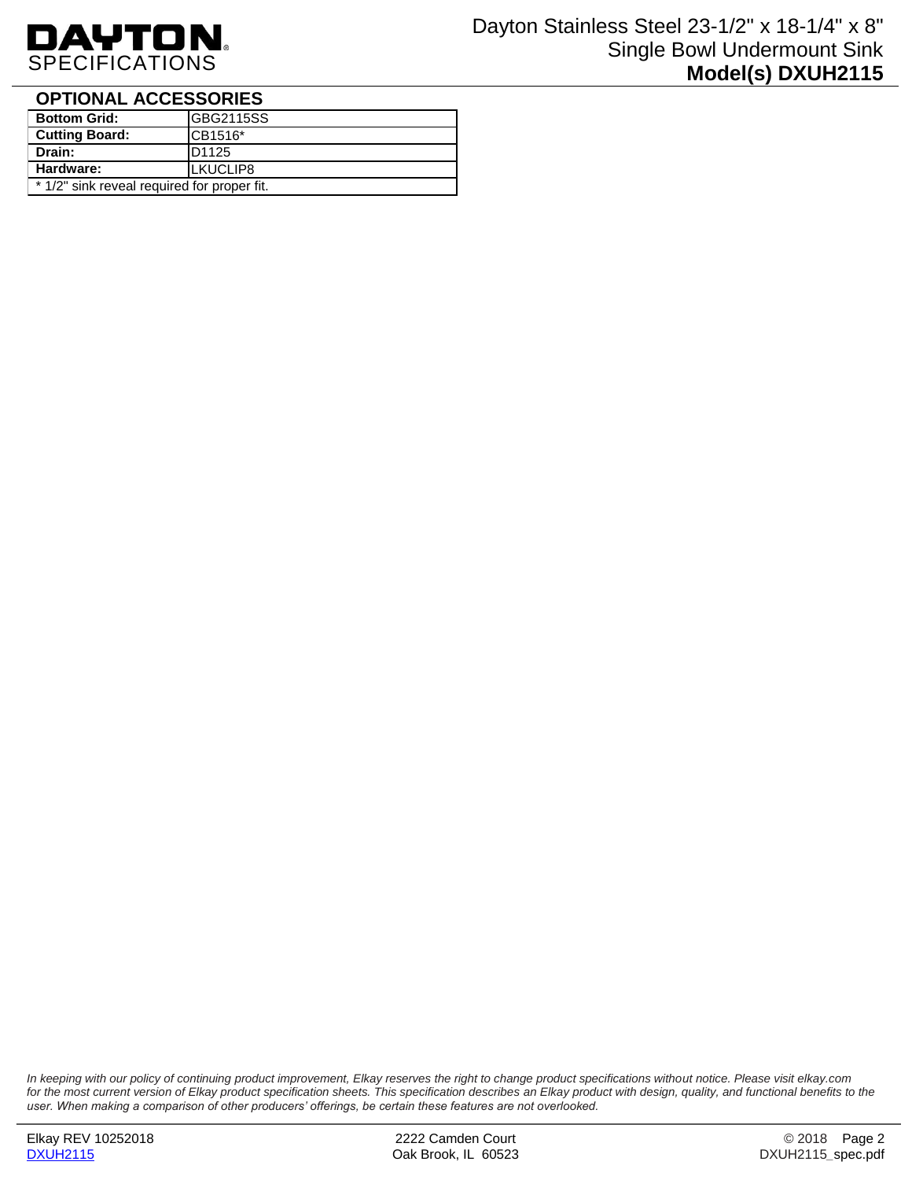## OPTIONAL ACCESSORIES

| | |
|---|---|
| **Bottom Grid:** | GBG2115SS |
| **Cutting Board:** | CB1516* |
| **Drain:** | D1125 |
| **Hardware:** | LKUCLIP8 |
| * 1/2" sink reveal required for proper fit. | |

*In keeping with our policy of continuing product improvement, Elkay reserves the right to change product specifications without notice. Please visit elkay.com for the most current version of Elkay product specification sheets. This specification describes an Elkay product with design, quality, and functional benefits to the user. When making a comparison of other producers' offerings, be certain these features are not overlooked.*